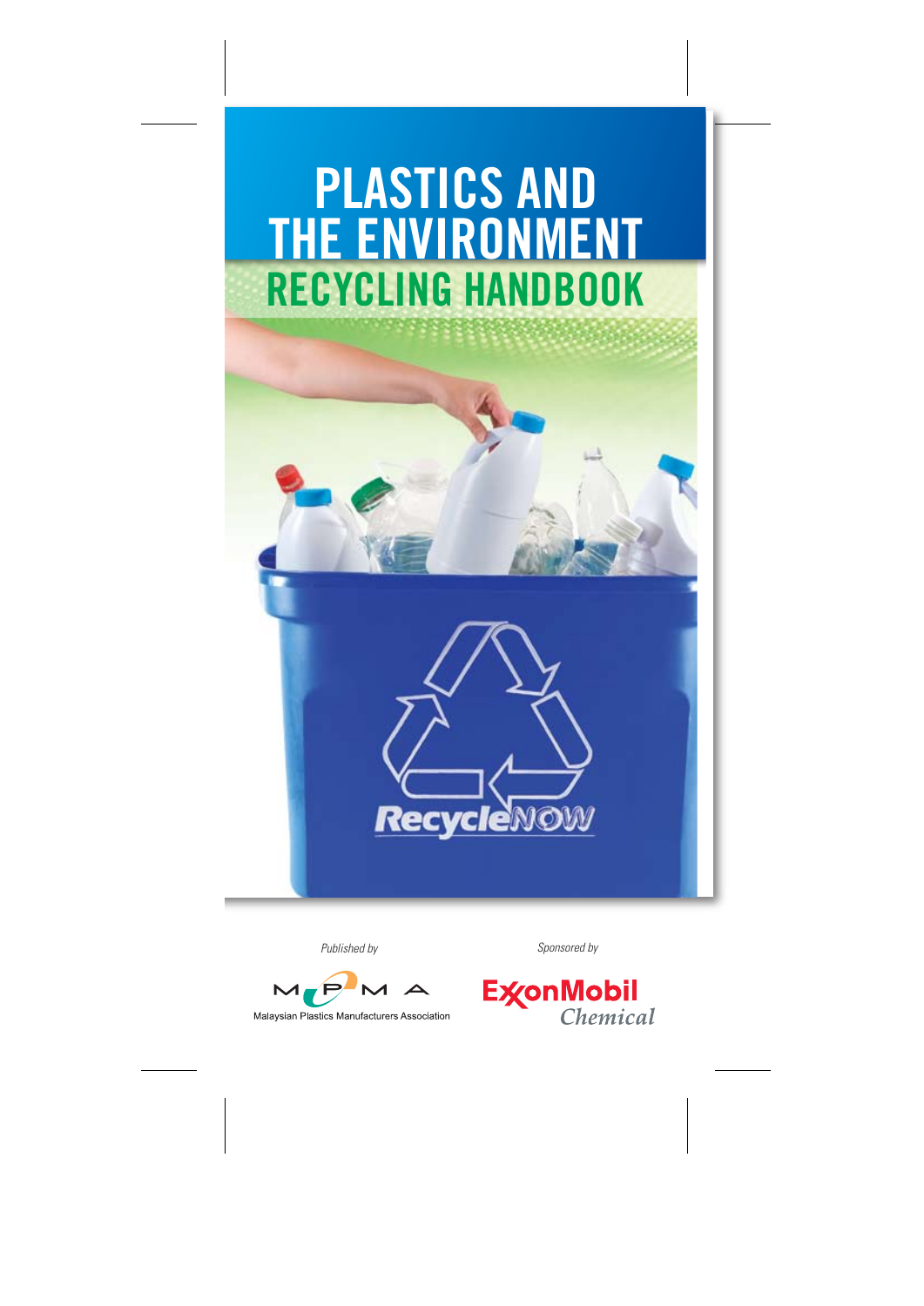# PLASTICS AND THE ENVIRONMENT

## RECYCLING HANDBOOK

RecycleNOW

*Published by*

MPMA

Malaysian Plastics Manufacturers Association

*Sponsored by*

ExxonMobil Chemical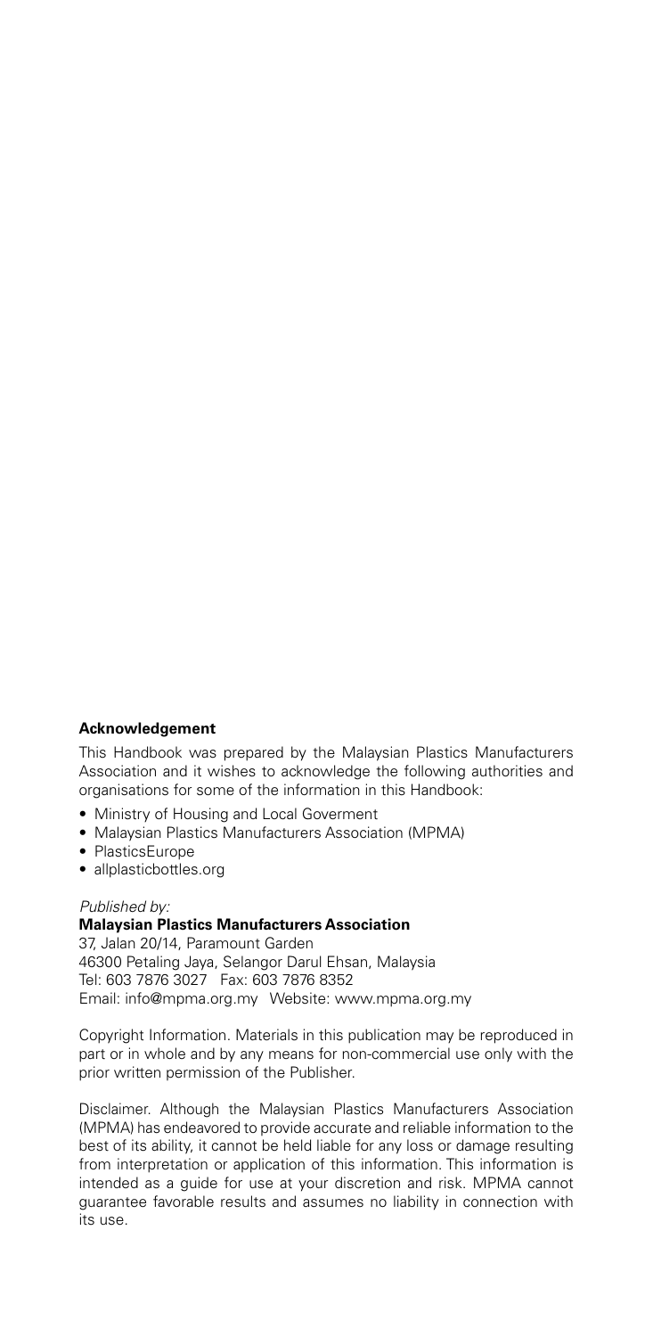**Acknowledgement**

This Handbook was prepared by the Malaysian Plastics Manufacturers Association and it wishes to acknowledge the following authorities and organisations for some of the information in this Handbook:

- Ministry of Housing and Local Goverment
- Malaysian Plastics Manufacturers Association (MPMA)
- PlasticsEurope
- allplasticbottles.org

*Published by:*

**Malaysian Plastics Manufacturers Association**

37, Jalan 20/14, Paramount Garden
46300 Petaling Jaya, Selangor Darul Ehsan, Malaysia
Tel: 603 7876 3027 Fax: 603 7876 8352
Email: info@mpma.org.my Website: www.mpma.org.my

Copyright Information. Materials in this publication may be reproduced in part or in whole and by any means for non-commercial use only with the prior written permission of the Publisher.

Disclaimer. Although the Malaysian Plastics Manufacturers Association (MPMA) has endeavored to provide accurate and reliable information to the best of its ability, it cannot be held liable for any loss or damage resulting from interpretation or application of this information. This information is intended as a guide for use at your discretion and risk. MPMA cannot guarantee favorable results and assumes no liability in connection with its use.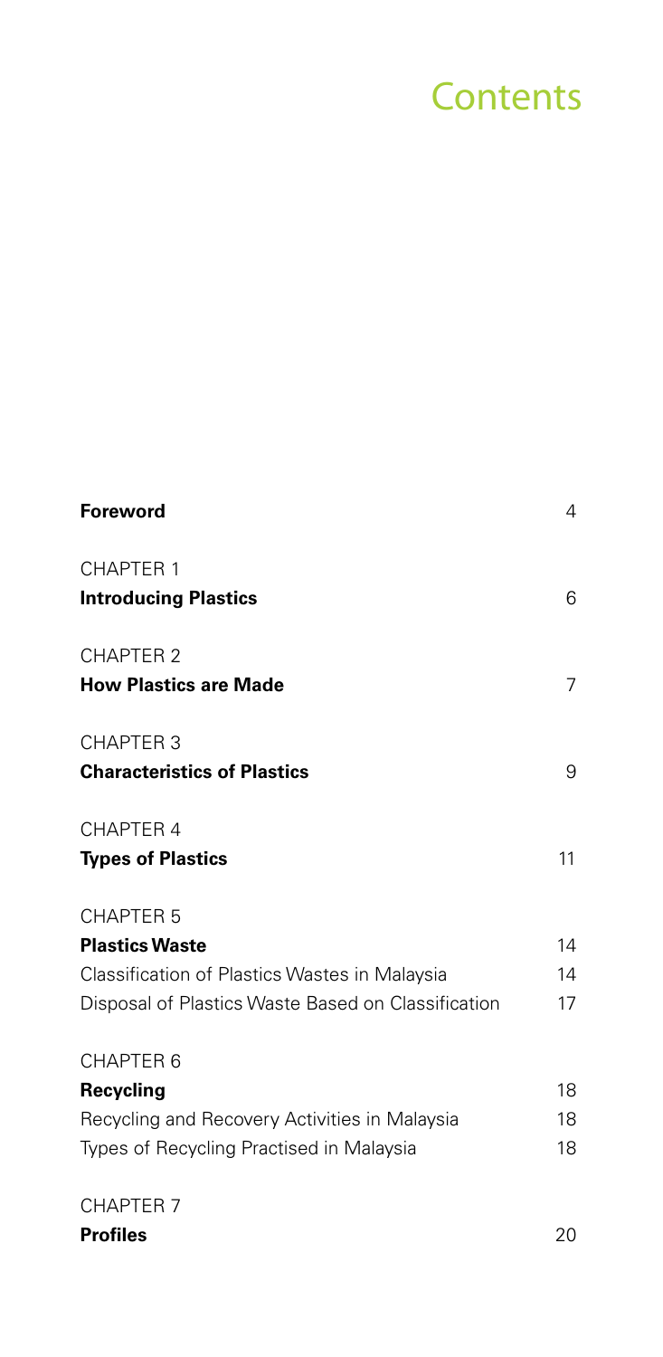# Contents

| | |
|---|---|
| **Foreword** | 4 |
| CHAPTER 1 | |
| **Introducing Plastics** | 6 |
| CHAPTER 2 | |
| **How Plastics are Made** | 7 |
| CHAPTER 3 | |
| **Characteristics of Plastics** | 9 |
| CHAPTER 4 | |
| **Types of Plastics** | 11 |
| CHAPTER 5 | |
| **Plastics Waste** | 14 |
| Classification of Plastics Wastes in Malaysia | 14 |
| Disposal of Plastics Waste Based on Classification | 17 |
| CHAPTER 6 | |
| **Recycling** | 18 |
| Recycling and Recovery Activities in Malaysia | 18 |
| Types of Recycling Practised in Malaysia | 18 |
| CHAPTER 7 | |
| **Profiles** | 20 |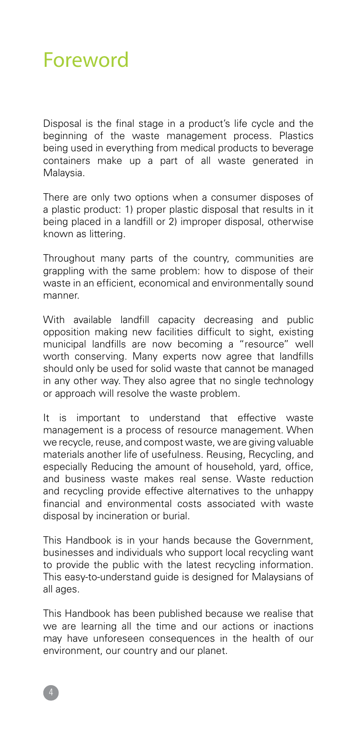# Foreword

Disposal is the final stage in a product's life cycle and the beginning of the waste management process. Plastics being used in everything from medical products to beverage containers make up a part of all waste generated in Malaysia.

There are only two options when a consumer disposes of a plastic product: 1) proper plastic disposal that results in it being placed in a landfill or 2) improper disposal, otherwise known as littering.

Throughout many parts of the country, communities are grappling with the same problem: how to dispose of their waste in an efficient, economical and environmentally sound manner.

With available landfill capacity decreasing and public opposition making new facilities difficult to sight, existing municipal landfills are now becoming a "resource" well worth conserving. Many experts now agree that landfills should only be used for solid waste that cannot be managed in any other way. They also agree that no single technology or approach will resolve the waste problem.

It is important to understand that effective waste management is a process of resource management. When we recycle, reuse, and compost waste, we are giving valuable materials another life of usefulness. Reusing, Recycling, and especially Reducing the amount of household, yard, office, and business waste makes real sense. Waste reduction and recycling provide effective alternatives to the unhappy financial and environmental costs associated with waste disposal by incineration or burial.

This Handbook is in your hands because the Government, businesses and individuals who support local recycling want to provide the public with the latest recycling information. This easy-to-understand guide is designed for Malaysians of all ages.

This Handbook has been published because we realise that we are learning all the time and our actions or inactions may have unforeseen consequences in the health of our environment, our country and our planet.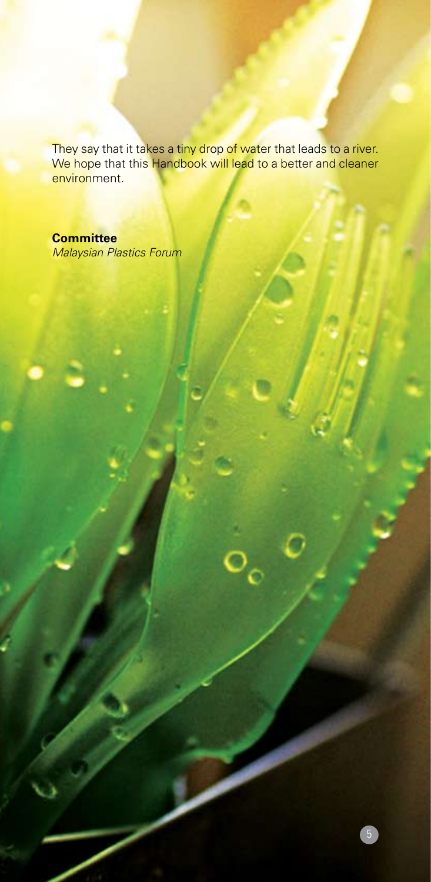They say that it takes a tiny drop of water that leads to a river. We hope that this Handbook will lead to a better and cleaner environment.

**Committee**
*Malaysian Plastics Forum*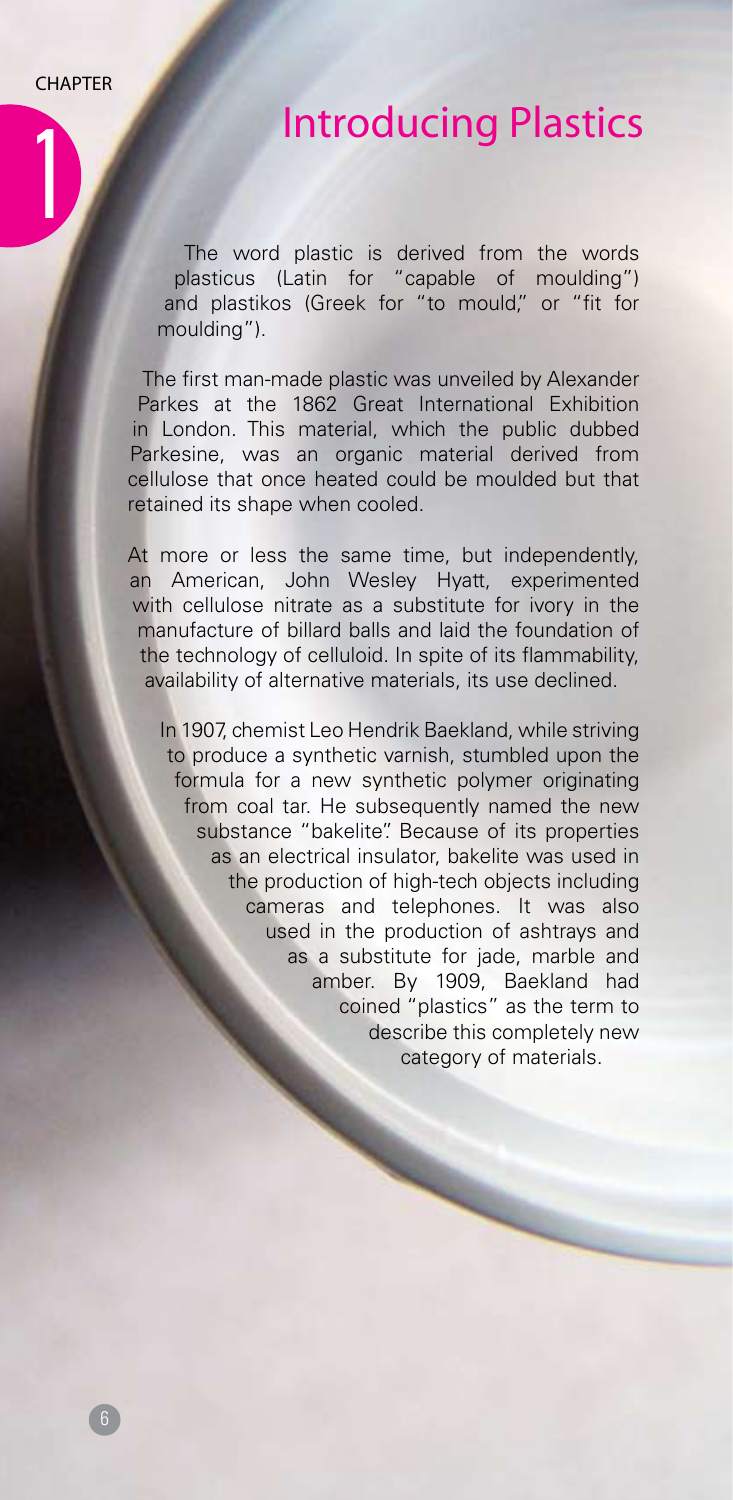CHAPTER 1

# Introducing Plastics

The word plastic is derived from the words plasticus (Latin for "capable of moulding") and plastikos (Greek for "to mould," or "fit for moulding").

The first man-made plastic was unveiled by Alexander Parkes at the 1862 Great International Exhibition in London. This material, which the public dubbed Parkesine, was an organic material derived from cellulose that once heated could be moulded but that retained its shape when cooled.

At more or less the same time, but independently, an American, John Wesley Hyatt, experimented with cellulose nitrate as a substitute for ivory in the manufacture of billard balls and laid the foundation of the technology of celluloid. In spite of its flammability, availability of alternative materials, its use declined.

In 1907, chemist Leo Hendrik Baekland, while striving to produce a synthetic varnish, stumbled upon the formula for a new synthetic polymer originating from coal tar. He subsequently named the new substance "bakelite". Because of its properties as an electrical insulator, bakelite was used in the production of high-tech objects including cameras and telephones. It was also used in the production of ashtrays and as a substitute for jade, marble and amber. By 1909, Baekland had coined "plastics" as the term to describe this completely new category of materials.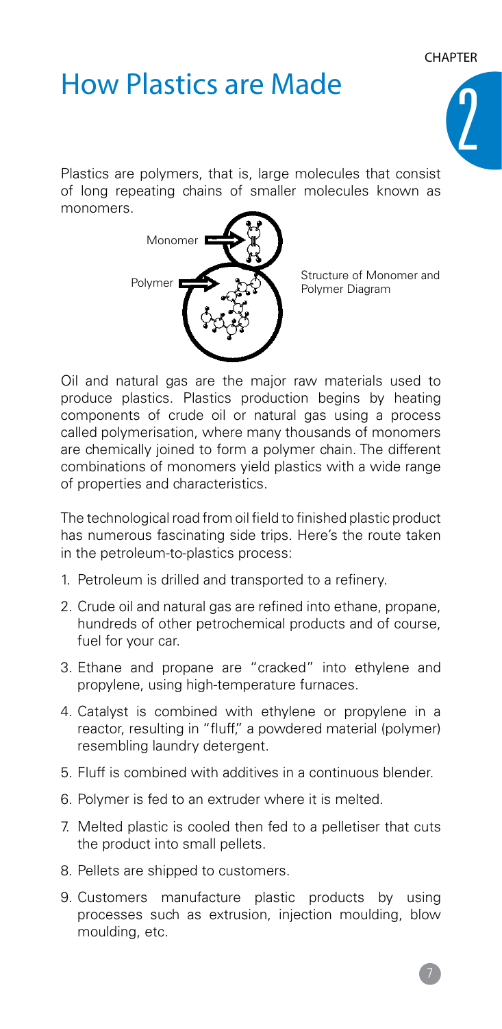# How Plastics are Made

Plastics are polymers, that is, large molecules that consist of long repeating chains of smaller molecules known as monomers.

Structure of Monomer and Polymer Diagram

Oil and natural gas are the major raw materials used to produce plastics. Plastics production begins by heating components of crude oil or natural gas using a process called polymerisation, where many thousands of monomers are chemically joined to form a polymer chain. The different combinations of monomers yield plastics with a wide range of properties and characteristics.

The technological road from oil field to finished plastic product has numerous fascinating side trips. Here's the route taken in the petroleum-to-plastics process:

1. Petroleum is drilled and transported to a refinery.
2. Crude oil and natural gas are refined into ethane, propane, hundreds of other petrochemical products and of course, fuel for your car.
3. Ethane and propane are "cracked" into ethylene and propylene, using high-temperature furnaces.
4. Catalyst is combined with ethylene or propylene in a reactor, resulting in "fluff," a powdered material (polymer) resembling laundry detergent.
5. Fluff is combined with additives in a continuous blender.
6. Polymer is fed to an extruder where it is melted.
7. Melted plastic is cooled then fed to a pelletiser that cuts the product into small pellets.
8. Pellets are shipped to customers.
9. Customers manufacture plastic products by using processes such as extrusion, injection moulding, blow moulding, etc.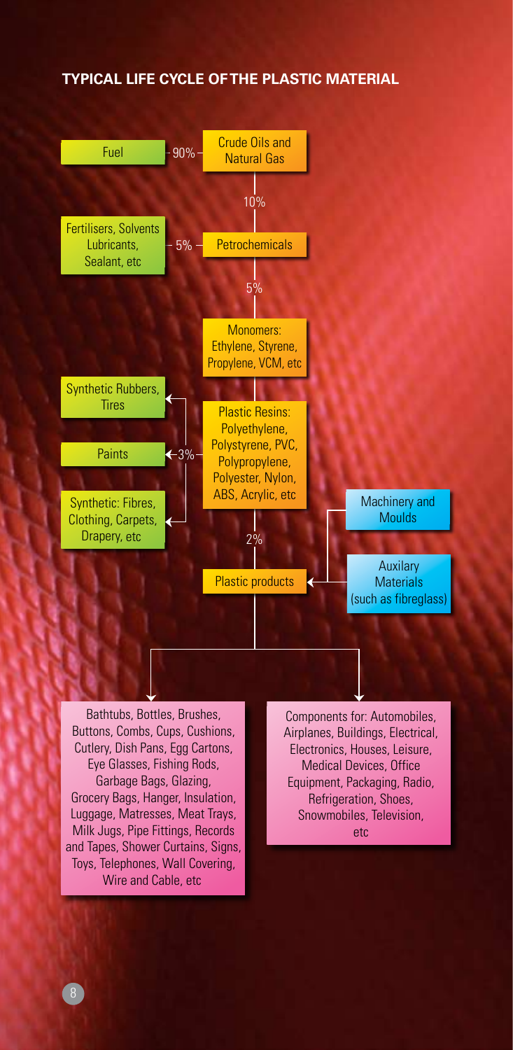## TYPICAL LIFE CYCLE OF THE PLASTIC MATERIAL

- **Crude Oils and Natural Gas**
  - 90% → Fuel
  - 10% → **Petrochemicals**
    - 5% → Fertilisers, Solvents, Lubricants, Sealant, etc
    - 5% → **Monomers:** Ethylene, Styrene, Propylene, VCM, etc
      - → **Plastic Resins:** Polyethylene, Polystyrene, PVC, Polypropylene, Polyester, Nylon, ABS, Acrylic, etc
        - 3% → Synthetic Rubbers, Tires
        - 3% → Paints
        - 3% → Synthetic: Fibres, Clothing, Carpets, Drapery, etc
        - 2% → **Plastic products** (with inputs from: Machinery and Moulds; Auxilary Materials (such as fibreglass))
          - Bathtubs, Bottles, Brushes, Buttons, Combs, Cups, Cushions, Cutlery, Dish Pans, Egg Cartons, Eye Glasses, Fishing Rods, Garbage Bags, Glazing, Grocery Bags, Hanger, Insulation, Luggage, Matresses, Meat Trays, Milk Jugs, Pipe Fittings, Records and Tapes, Shower Curtains, Signs, Toys, Telephones, Wall Covering, Wire and Cable, etc
          - Components for: Automobiles, Airplanes, Buildings, Electrical, Electronics, Houses, Leisure, Medical Devices, Office Equipment, Packaging, Radio, Refrigeration, Shoes, Snowmobiles, Television, etc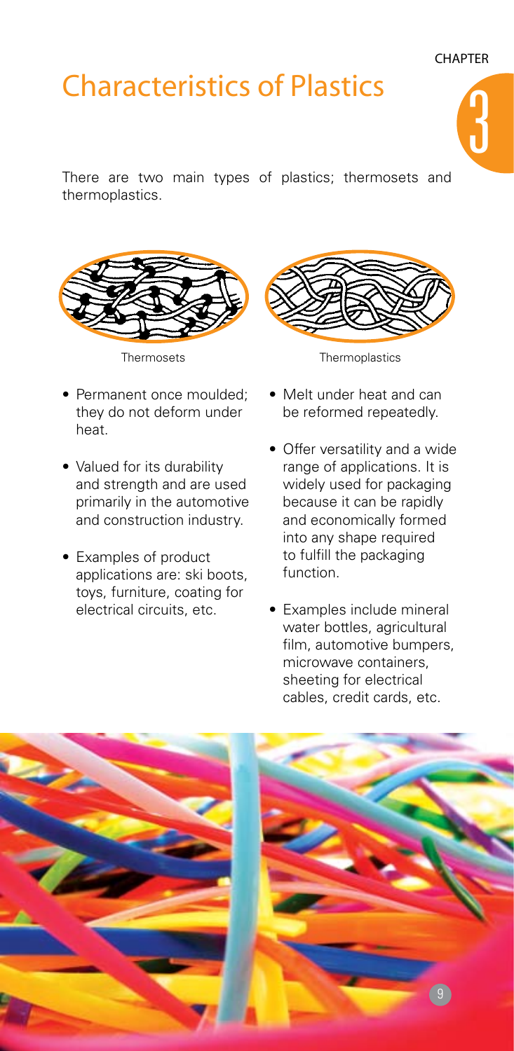# Characteristics of Plastics

There are two main types of plastics; thermosets and thermoplastics.

### Thermosets

- Permanent once moulded; they do not deform under heat.
- Valued for its durability and strength and are used primarily in the automotive and construction industry.
- Examples of product applications are: ski boots, toys, furniture, coating for electrical circuits, etc.

### Thermoplastics

- Melt under heat and can be reformed repeatedly.
- Offer versatility and a wide range of applications. It is widely used for packaging because it can be rapidly and economically formed into any shape required to fulfill the packaging function.
- Examples include mineral water bottles, agricultural film, automotive bumpers, microwave containers, sheeting for electrical cables, credit cards, etc.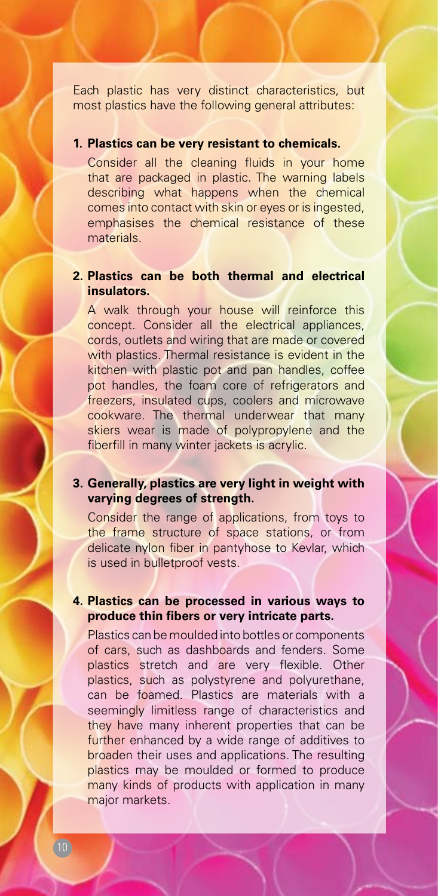Each plastic has very distinct characteristics, but most plastics have the following general attributes:

1. **Plastics can be very resistant to chemicals.**

   Consider all the cleaning fluids in your home that are packaged in plastic. The warning labels describing what happens when the chemical comes into contact with skin or eyes or is ingested, emphasises the chemical resistance of these materials.

2. **Plastics can be both thermal and electrical insulators.**

   A walk through your house will reinforce this concept. Consider all the electrical appliances, cords, outlets and wiring that are made or covered with plastics. Thermal resistance is evident in the kitchen with plastic pot and pan handles, coffee pot handles, the foam core of refrigerators and freezers, insulated cups, coolers and microwave cookware. The thermal underwear that many skiers wear is made of polypropylene and the fiberfill in many winter jackets is acrylic.

3. **Generally, plastics are very light in weight with varying degrees of strength.**

   Consider the range of applications, from toys to the frame structure of space stations, or from delicate nylon fiber in pantyhose to Kevlar, which is used in bulletproof vests.

4. **Plastics can be processed in various ways to produce thin fibers or very intricate parts.**

   Plastics can be moulded into bottles or components of cars, such as dashboards and fenders. Some plastics stretch and are very flexible. Other plastics, such as polystyrene and polyurethane, can be foamed. Plastics are materials with a seemingly limitless range of characteristics and they have many inherent properties that can be further enhanced by a wide range of additives to broaden their uses and applications. The resulting plastics may be moulded or formed to produce many kinds of products with application in many major markets.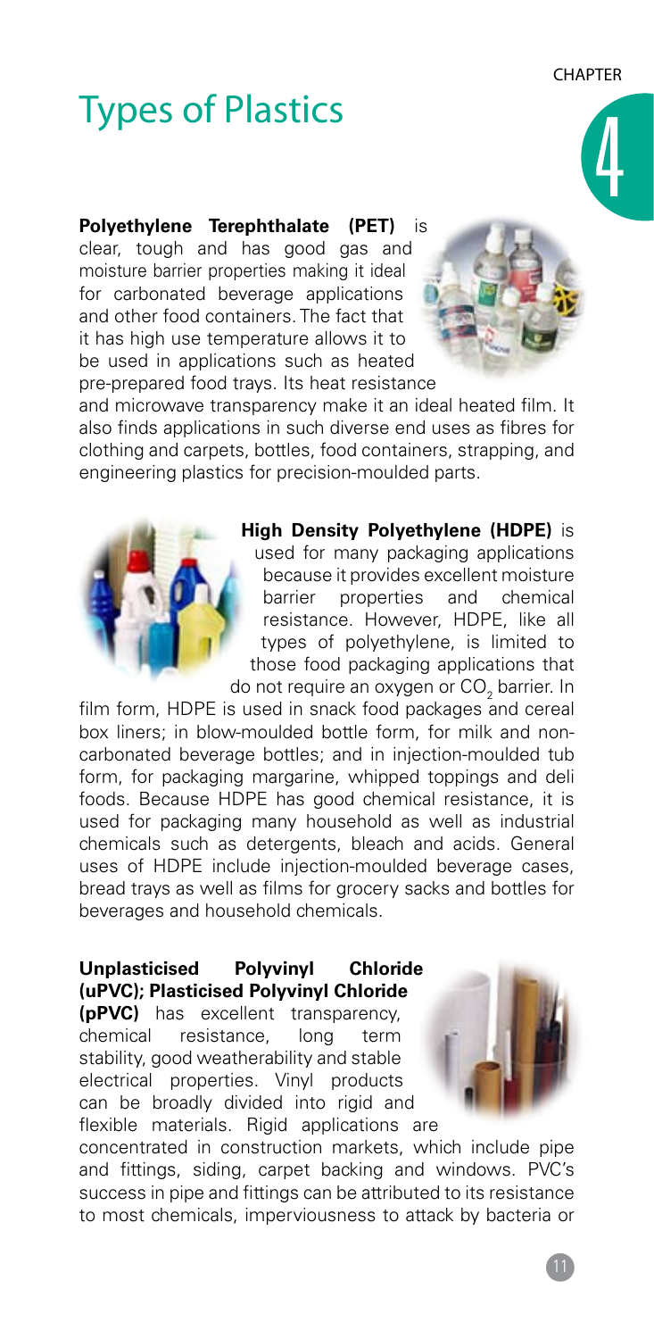# Types of Plastics

**Polyethylene Terephthalate (PET)** is clear, tough and has good gas and moisture barrier properties making it ideal for carbonated beverage applications and other food containers. The fact that it has high use temperature allows it to be used in applications such as heated pre-prepared food trays. Its heat resistance and microwave transparency make it an ideal heated film. It also finds applications in such diverse end uses as fibres for clothing and carpets, bottles, food containers, strapping, and engineering plastics for precision-moulded parts.

**High Density Polyethylene (HDPE)** is used for many packaging applications because it provides excellent moisture barrier properties and chemical resistance. However, HDPE, like all types of polyethylene, is limited to those food packaging applications that do not require an oxygen or $CO_2$ barrier. In film form, HDPE is used in snack food packages and cereal box liners; in blow-moulded bottle form, for milk and non-carbonated beverage bottles; and in injection-moulded tub form, for packaging margarine, whipped toppings and deli foods. Because HDPE has good chemical resistance, it is used for packaging many household as well as industrial chemicals such as detergents, bleach and acids. General uses of HDPE include injection-moulded beverage cases, bread trays as well as films for grocery sacks and bottles for beverages and household chemicals.

**Unplasticised Polyvinyl Chloride (uPVC); Plasticised Polyvinyl Chloride (pPVC)** has excellent transparency, chemical resistance, long term stability, good weatherability and stable electrical properties. Vinyl products can be broadly divided into rigid and flexible materials. Rigid applications are concentrated in construction markets, which include pipe and fittings, siding, carpet backing and windows. PVC's success in pipe and fittings can be attributed to its resistance to most chemicals, imperviousness to attack by bacteria or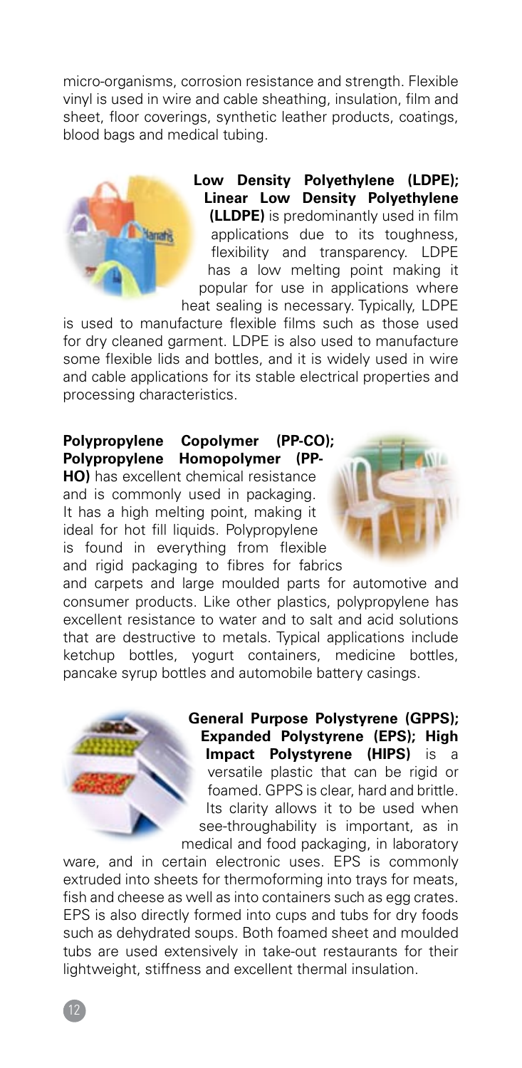micro-organisms, corrosion resistance and strength. Flexible vinyl is used in wire and cable sheathing, insulation, film and sheet, floor coverings, synthetic leather products, coatings, blood bags and medical tubing.

**Low Density Polyethylene (LDPE); Linear Low Density Polyethylene (LLDPE)** is predominantly used in film applications due to its toughness, flexibility and transparency. LDPE has a low melting point making it popular for use in applications where heat sealing is necessary. Typically, LDPE is used to manufacture flexible films such as those used for dry cleaned garment. LDPE is also used to manufacture some flexible lids and bottles, and it is widely used in wire and cable applications for its stable electrical properties and processing characteristics.

**Polypropylene Copolymer (PP-CO); Polypropylene Homopolymer (PP-HO)** has excellent chemical resistance and is commonly used in packaging. It has a high melting point, making it ideal for hot fill liquids. Polypropylene is found in everything from flexible and rigid packaging to fibres for fabrics and carpets and large moulded parts for automotive and consumer products. Like other plastics, polypropylene has excellent resistance to water and to salt and acid solutions that are destructive to metals. Typical applications include ketchup bottles, yogurt containers, medicine bottles, pancake syrup bottles and automobile battery casings.

**General Purpose Polystyrene (GPPS); Expanded Polystyrene (EPS); High Impact Polystyrene (HIPS)** is a versatile plastic that can be rigid or foamed. GPPS is clear, hard and brittle. Its clarity allows it to be used when see-throughability is important, as in medical and food packaging, in laboratory ware, and in certain electronic uses. EPS is commonly extruded into sheets for thermoforming into trays for meats, fish and cheese as well as into containers such as egg crates. EPS is also directly formed into cups and tubs for dry foods such as dehydrated soups. Both foamed sheet and moulded tubs are used extensively in take-out restaurants for their lightweight, stiffness and excellent thermal insulation.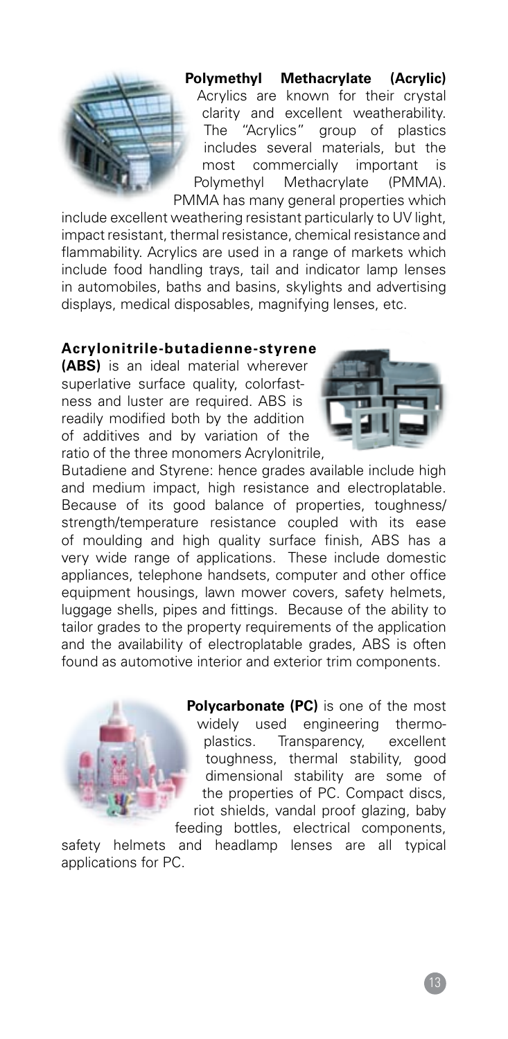**Polymethyl Methacrylate (Acrylic)**

Acrylics are known for their crystal clarity and excellent weatherability. The "Acrylics" group of plastics includes several materials, but the most commercially important is Polymethyl Methacrylate (PMMA). PMMA has many general properties which include excellent weathering resistant particularly to UV light, impact resistant, thermal resistance, chemical resistance and flammability. Acrylics are used in a range of markets which include food handling trays, tail and indicator lamp lenses in automobiles, baths and basins, skylights and advertising displays, medical disposables, magnifying lenses, etc.

**Acrylonitrile-butadienne-styrene (ABS)** is an ideal material wherever superlative surface quality, colorfastness and luster are required. ABS is readily modified both by the addition of additives and by variation of the ratio of the three monomers Acrylonitrile, Butadiene and Styrene: hence grades available include high and medium impact, high resistance and electroplatable. Because of its good balance of properties, toughness/ strength/temperature resistance coupled with its ease of moulding and high quality surface finish, ABS has a very wide range of applications. These include domestic appliances, telephone handsets, computer and other office equipment housings, lawn mower covers, safety helmets, luggage shells, pipes and fittings. Because of the ability to tailor grades to the property requirements of the application and the availability of electroplatable grades, ABS is often found as automotive interior and exterior trim components.

**Polycarbonate (PC)** is one of the most widely used engineering thermoplastics. Transparency, excellent toughness, thermal stability, good dimensional stability are some of the properties of PC. Compact discs, riot shields, vandal proof glazing, baby feeding bottles, electrical components, safety helmets and headlamp lenses are all typical applications for PC.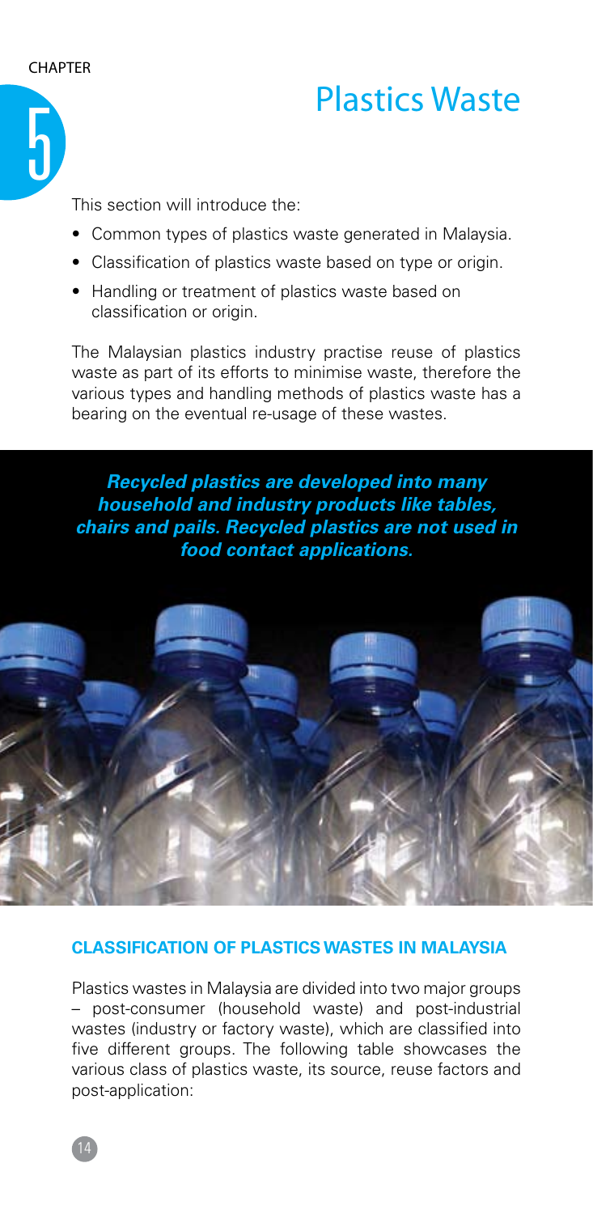CHAPTER 5

# Plastics Waste

This section will introduce the:

- Common types of plastics waste generated in Malaysia.
- Classification of plastics waste based on type or origin.
- Handling or treatment of plastics waste based on classification or origin.

The Malaysian plastics industry practise reuse of plastics waste as part of its efforts to minimise waste, therefore the various types and handling methods of plastics waste has a bearing on the eventual re-usage of these wastes.

***Recycled plastics are developed into many household and industry products like tables, chairs and pails. Recycled plastics are not used in food contact applications.***

## CLASSIFICATION OF PLASTICS WASTES IN MALAYSIA

Plastics wastes in Malaysia are divided into two major groups – post-consumer (household waste) and post-industrial wastes (industry or factory waste), which are classified into five different groups. The following table showcases the various class of plastics waste, its source, reuse factors and post-application: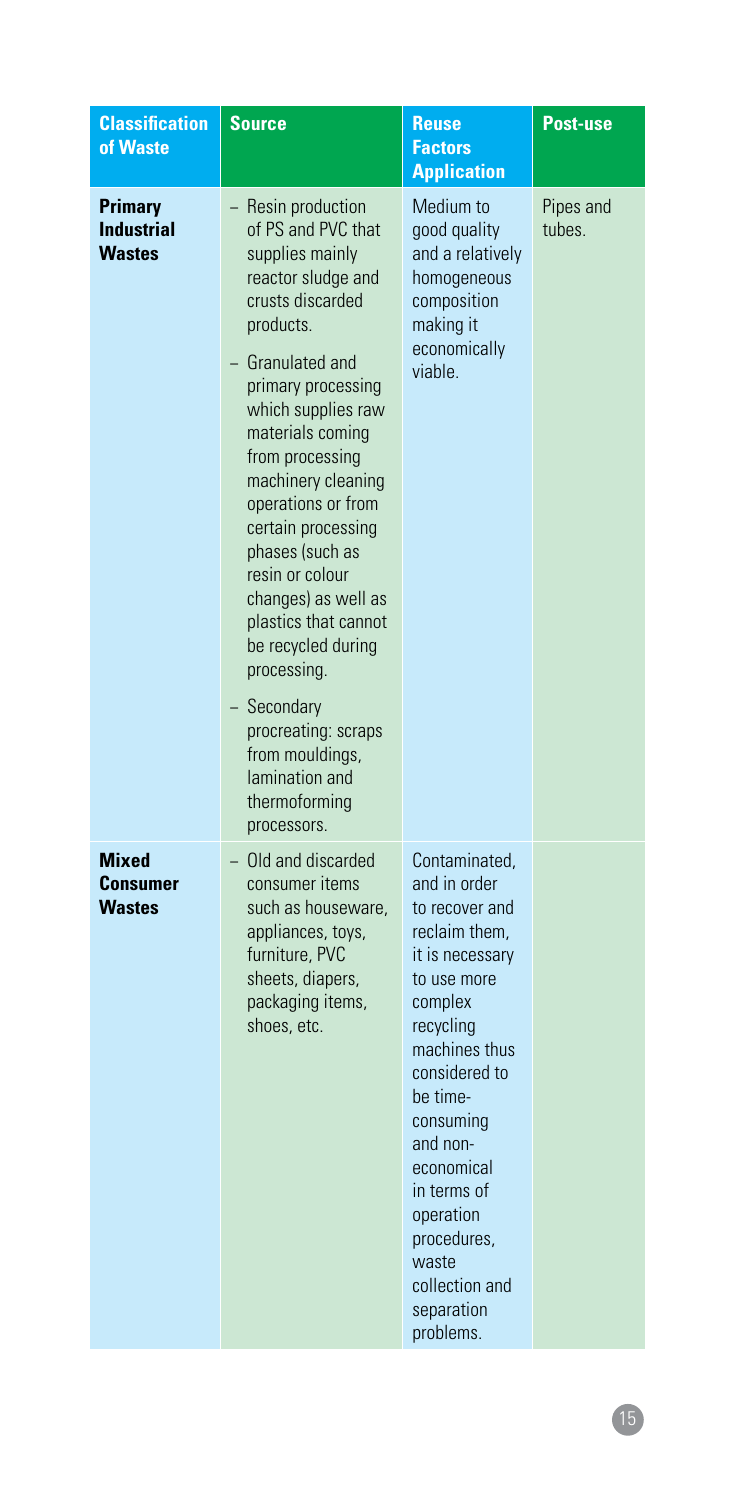| Classification of Waste | Source | Reuse Factors Application | Post-use |
|---|---|---|---|
| **Primary Industrial Wastes** | – Resin production of PS and PVC that supplies mainly reactor sludge and crusts discarded products.<br>– Granulated and primary processing which supplies raw materials coming from processing machinery cleaning operations or from certain processing phases (such as resin or colour changes) as well as plastics that cannot be recycled during processing.<br>– Secondary procreating: scraps from mouldings, lamination and thermoforming processors. | Medium to good quality and a relatively homogeneous composition making it economically viable. | Pipes and tubes. |
| **Mixed Consumer Wastes** | – Old and discarded consumer items such as houseware, appliances, toys, furniture, PVC sheets, diapers, packaging items, shoes, etc. | Contaminated, and in order to recover and reclaim them, it is necessary to use more complex recycling machines thus considered to be time-consuming and non-economical in terms of operation procedures, waste collection and separation problems. | |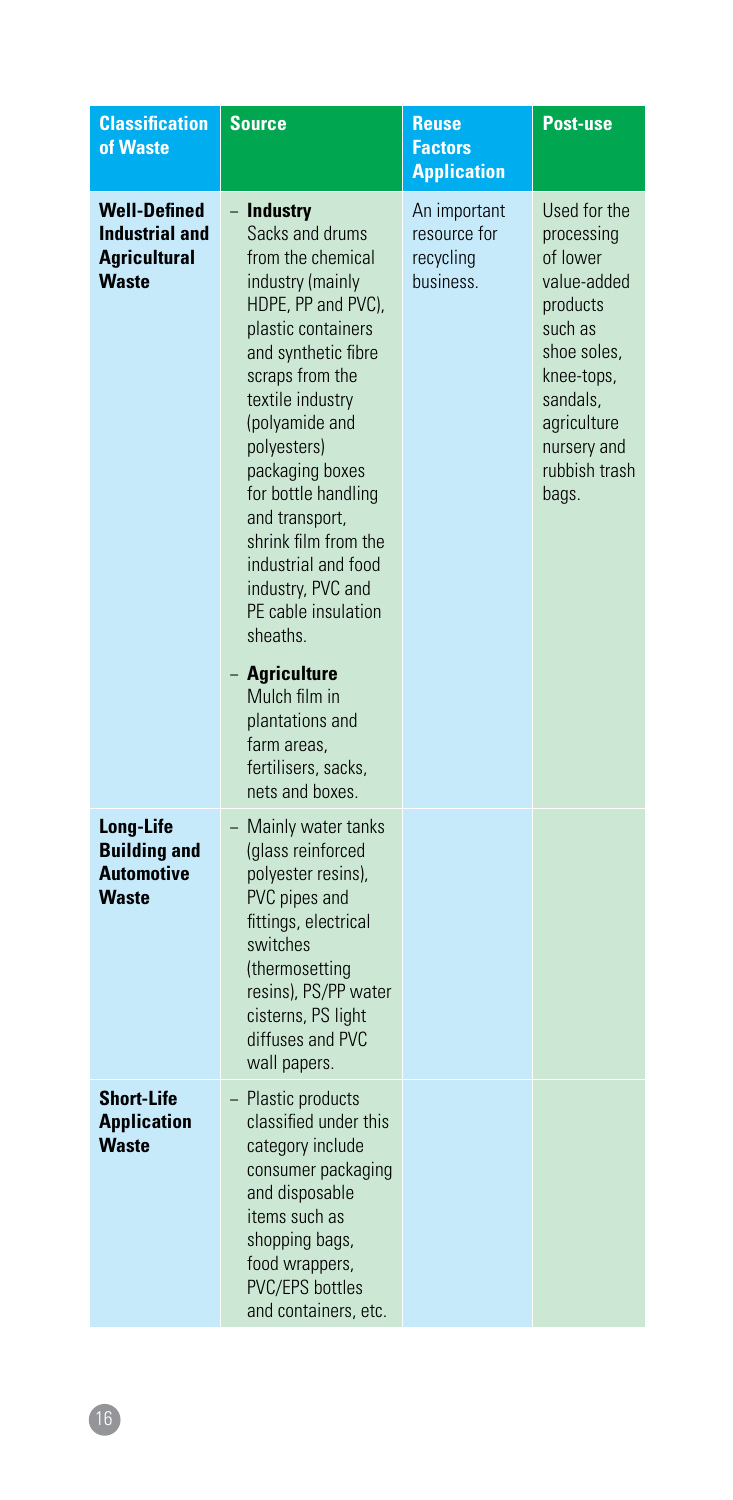| Classification of Waste | Source | Reuse Factors Application | Post-use |
|---|---|---|---|
| **Well-Defined Industrial and Agricultural Waste** | – **Industry** Sacks and drums from the chemical industry (mainly HDPE, PP and PVC), plastic containers and synthetic fibre scraps from the textile industry (polyamide and polyesters) packaging boxes for bottle handling and transport, shrink film from the industrial and food industry, PVC and PE cable insulation sheaths.<br>– **Agriculture** Mulch film in plantations and farm areas, fertilisers, sacks, nets and boxes. | An important resource for recycling business. | Used for the processing of lower value-added products such as shoe soles, knee-tops, sandals, agriculture nursery and rubbish trash bags. |
| **Long-Life Building and Automotive Waste** | – Mainly water tanks (glass reinforced polyester resins), PVC pipes and fittings, electrical switches (thermosetting resins), PS/PP water cisterns, PS light diffuses and PVC wall papers. | | |
| **Short-Life Application Waste** | – Plastic products classified under this category include consumer packaging and disposable items such as shopping bags, food wrappers, PVC/EPS bottles and containers, etc. | | |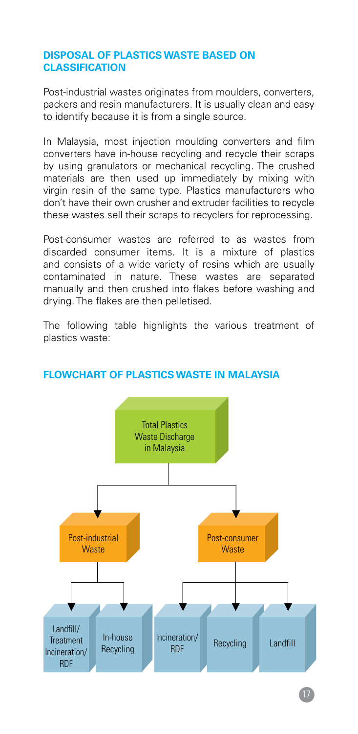## DISPOSAL OF PLASTICS WASTE BASED ON CLASSIFICATION

Post-industrial wastes originates from moulders, converters, packers and resin manufacturers. It is usually clean and easy to identify because it is from a single source.

In Malaysia, most injection moulding converters and film converters have in-house recycling and recycle their scraps by using granulators or mechanical recycling. The crushed materials are then used up immediately by mixing with virgin resin of the same type. Plastics manufacturers who don't have their own crusher and extruder facilities to recycle these wastes sell their scraps to recyclers for reprocessing.

Post-consumer wastes are referred to as wastes from discarded consumer items. It is a mixture of plastics and consists of a wide variety of resins which are usually contaminated in nature. These wastes are separated manually and then crushed into flakes before washing and drying. The flakes are then pelletised.

The following table highlights the various treatment of plastics waste:

## FLOWCHART OF PLASTICS WASTE IN MALAYSIA

- Total Plastics Waste Discharge in Malaysia
  - Post-industrial Waste
    - Landfill/ Treatment Incineration/ RDF
    - In-house Recycling
  - Post-consumer Waste
    - Incineration/ RDF
    - Recycling
    - Landfill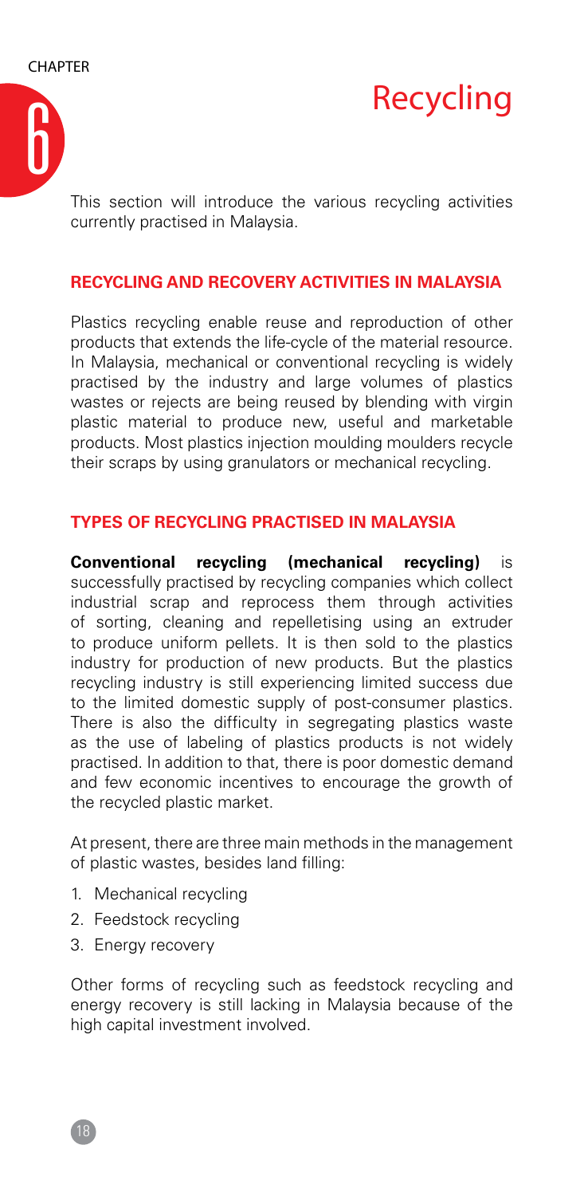# CHAPTER 6

# Recycling

This section will introduce the various recycling activities currently practised in Malaysia.

## RECYCLING AND RECOVERY ACTIVITIES IN MALAYSIA

Plastics recycling enable reuse and reproduction of other products that extends the life-cycle of the material resource. In Malaysia, mechanical or conventional recycling is widely practised by the industry and large volumes of plastics wastes or rejects are being reused by blending with virgin plastic material to produce new, useful and marketable products. Most plastics injection moulding moulders recycle their scraps by using granulators or mechanical recycling.

## TYPES OF RECYCLING PRACTISED IN MALAYSIA

**Conventional recycling (mechanical recycling)** is successfully practised by recycling companies which collect industrial scrap and reprocess them through activities of sorting, cleaning and repelletising using an extruder to produce uniform pellets. It is then sold to the plastics industry for production of new products. But the plastics recycling industry is still experiencing limited success due to the limited domestic supply of post-consumer plastics. There is also the difficulty in segregating plastics waste as the use of labeling of plastics products is not widely practised. In addition to that, there is poor domestic demand and few economic incentives to encourage the growth of the recycled plastic market.

At present, there are three main methods in the management of plastic wastes, besides land filling:

1. Mechanical recycling
2. Feedstock recycling
3. Energy recovery

Other forms of recycling such as feedstock recycling and energy recovery is still lacking in Malaysia because of the high capital investment involved.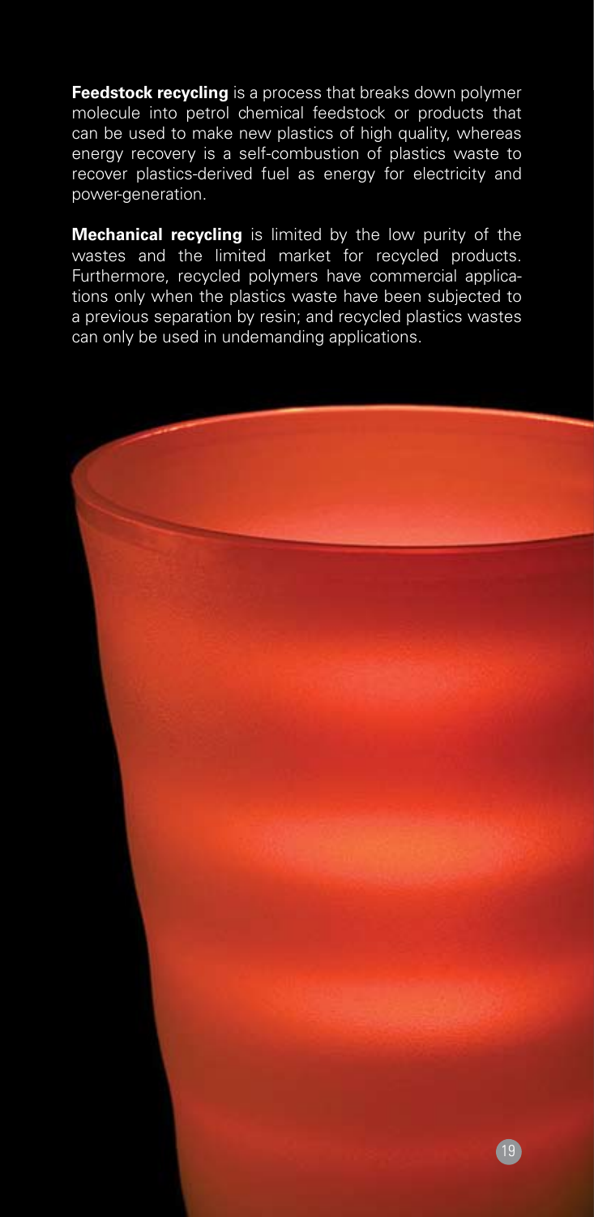**Feedstock recycling** is a process that breaks down polymer molecule into petrol chemical feedstock or products that can be used to make new plastics of high quality, whereas energy recovery is a self-combustion of plastics waste to recover plastics-derived fuel as energy for electricity and power-generation.

**Mechanical recycling** is limited by the low purity of the wastes and the limited market for recycled products. Furthermore, recycled polymers have commercial applications only when the plastics waste have been subjected to a previous separation by resin; and recycled plastics wastes can only be used in undemanding applications.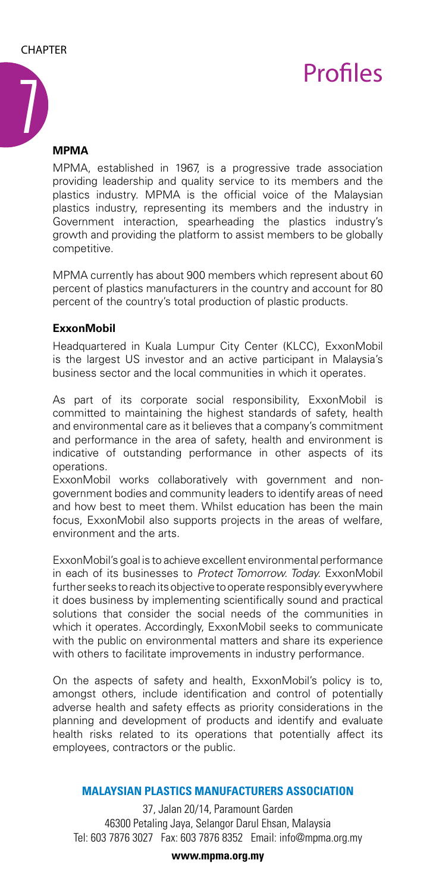CHAPTER

7

# Profiles

## MPMA

MPMA, established in 1967, is a progressive trade association providing leadership and quality service to its members and the plastics industry. MPMA is the official voice of the Malaysian plastics industry, representing its members and the industry in Government interaction, spearheading the plastics industry's growth and providing the platform to assist members to be globally competitive.

MPMA currently has about 900 members which represent about 60 percent of plastics manufacturers in the country and account for 80 percent of the country's total production of plastic products.

## ExxonMobil

Headquartered in Kuala Lumpur City Center (KLCC), ExxonMobil is the largest US investor and an active participant in Malaysia's business sector and the local communities in which it operates.

As part of its corporate social responsibility, ExxonMobil is committed to maintaining the highest standards of safety, health and environmental care as it believes that a company's commitment and performance in the area of safety, health and environment is indicative of outstanding performance in other aspects of its operations.

ExxonMobil works collaboratively with government and non-government bodies and community leaders to identify areas of need and how best to meet them. Whilst education has been the main focus, ExxonMobil also supports projects in the areas of welfare, environment and the arts.

ExxonMobil's goal is to achieve excellent environmental performance in each of its businesses to *Protect Tomorrow. Today.* ExxonMobil further seeks to reach its objective to operate responsibly everywhere it does business by implementing scientifically sound and practical solutions that consider the social needs of the communities in which it operates. Accordingly, ExxonMobil seeks to communicate with the public on environmental matters and share its experience with others to facilitate improvements in industry performance.

On the aspects of safety and health, ExxonMobil's policy is to, amongst others, include identification and control of potentially adverse health and safety effects as priority considerations in the planning and development of products and identify and evaluate health risks related to its operations that potentially affect its employees, contractors or the public.

**MALAYSIAN PLASTICS MANUFACTURERS ASSOCIATION**

37, Jalan 20/14, Paramount Garden
46300 Petaling Jaya, Selangor Darul Ehsan, Malaysia
Tel: 603 7876 3027 Fax: 603 7876 8352 Email: info@mpma.org.my

**www.mpma.org.my**